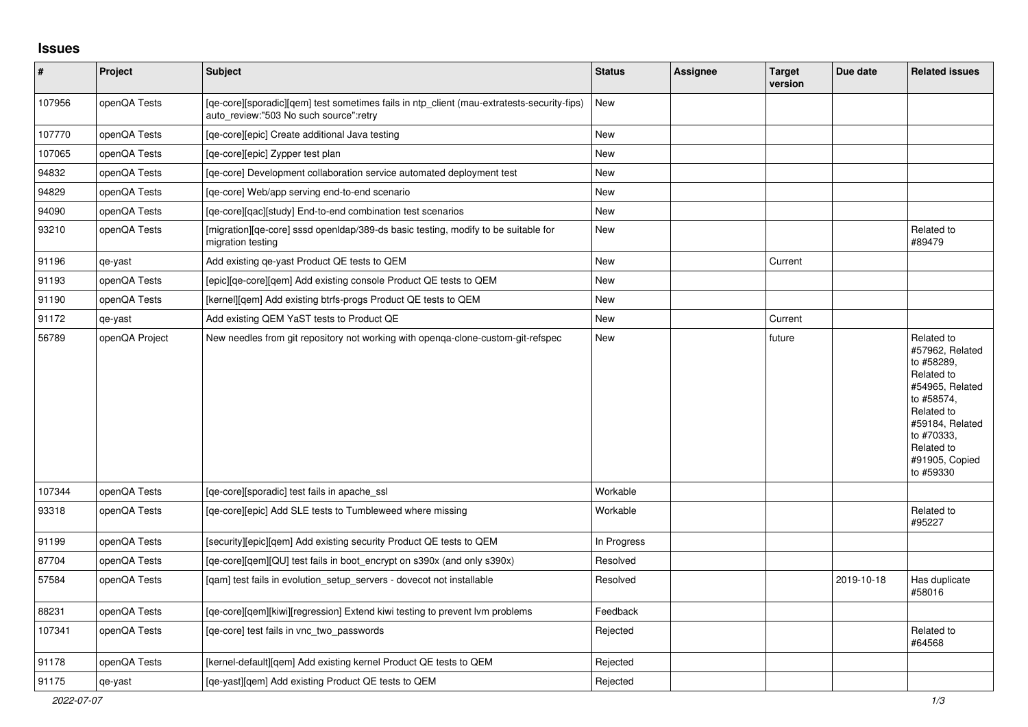## Issues

| # | Project | Subject | Status | Assignee | Target version | Due date | Related issues |
|---|---|---|---|---|---|---|---|
| 107956 | openQA Tests | [qe-core][sporadic][qem] test sometimes fails in ntp_client (mau-extratests-security-fips) auto_review:"503 No such source":retry | New | | | | |
| 107770 | openQA Tests | [qe-core][epic] Create additional Java testing | New | | | | |
| 107065 | openQA Tests | [qe-core][epic] Zypper test plan | New | | | | |
| 94832 | openQA Tests | [qe-core] Development collaboration service automated deployment test | New | | | | |
| 94829 | openQA Tests | [qe-core] Web/app serving end-to-end scenario | New | | | | |
| 94090 | openQA Tests | [qe-core][qac][study] End-to-end combination test scenarios | New | | | | |
| 93210 | openQA Tests | [migration][qe-core] sssd openldap/389-ds basic testing, modify to be suitable for migration testing | New | | | | Related to #89479 |
| 91196 | qe-yast | Add existing qe-yast Product QE tests to QEM | New | | Current | | |
| 91193 | openQA Tests | [epic][qe-core][qem] Add existing console Product QE tests to QEM | New | | | | |
| 91190 | openQA Tests | [kernel][qem] Add existing btrfs-progs Product QE tests to QEM | New | | | | |
| 91172 | qe-yast | Add existing QEM YaST tests to Product QE | New | | Current | | |
| 56789 | openQA Project | New needles from git repository not working with openqa-clone-custom-git-refspec | New | | future | | Related to #57962, Related to #58289, Related to #54965, Related to #58574, Related to #59184, Related to #70333, Related to #91905, Copied to #59330 |
| 107344 | openQA Tests | [qe-core][sporadic] test fails in apache_ssl | Workable | | | | |
| 93318 | openQA Tests | [qe-core][epic] Add SLE tests to Tumbleweed where missing | Workable | | | | Related to #95227 |
| 91199 | openQA Tests | [security][epic][qem] Add existing security Product QE tests to QEM | In Progress | | | | |
| 87704 | openQA Tests | [qe-core][qem][QU] test fails in boot_encrypt on s390x (and only s390x) | Resolved | | | | |
| 57584 | openQA Tests | [qam] test fails in evolution_setup_servers - dovecot not installable | Resolved | | | 2019-10-18 | Has duplicate #58016 |
| 88231 | openQA Tests | [qe-core][qem][kiwi][regression] Extend kiwi testing to prevent lvm problems | Feedback | | | | |
| 107341 | openQA Tests | [qe-core] test fails in vnc_two_passwords | Rejected | | | | Related to #64568 |
| 91178 | openQA Tests | [kernel-default][qem] Add existing kernel Product QE tests to QEM | Rejected | | | | |
| 91175 | qe-yast | [qe-yast][qem] Add existing Product QE tests to QEM | Rejected | | | | |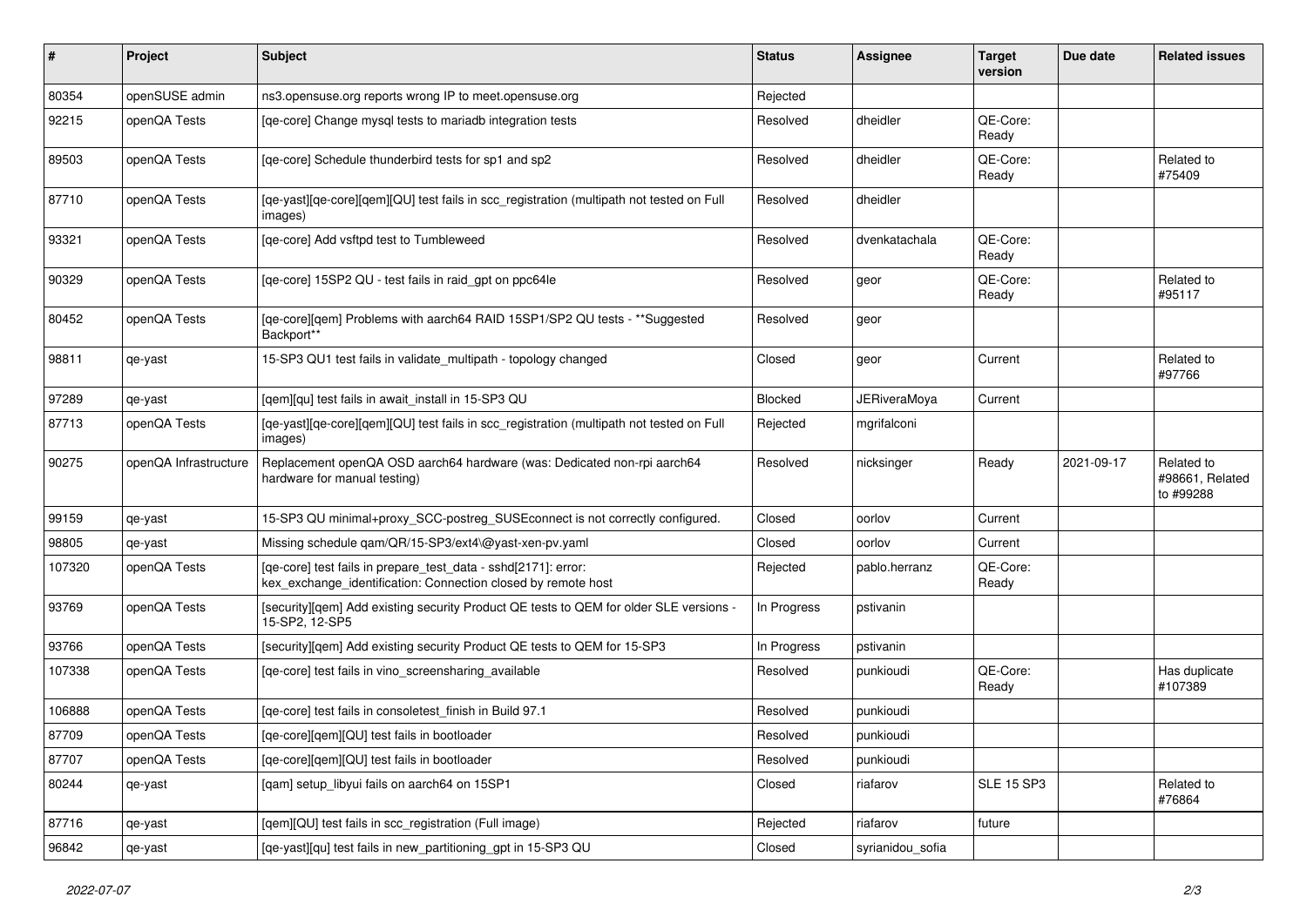| # | Project | Subject | Status | Assignee | Target version | Due date | Related issues |
|---|---|---|---|---|---|---|---|
| 80354 | openSUSE admin | ns3.opensuse.org reports wrong IP to meet.opensuse.org | Rejected | | | | |
| 92215 | openQA Tests | [qe-core] Change mysql tests to mariadb integration tests | Resolved | dheidler | QE-Core: Ready | | |
| 89503 | openQA Tests | [qe-core] Schedule thunderbird tests for sp1 and sp2 | Resolved | dheidler | QE-Core: Ready | | Related to #75409 |
| 87710 | openQA Tests | [qe-yast][qe-core][qem][QU] test fails in scc_registration (multipath not tested on Full images) | Resolved | dheidler | | | |
| 93321 | openQA Tests | [qe-core] Add vsftpd test to Tumbleweed | Resolved | dvenkatachala | QE-Core: Ready | | |
| 90329 | openQA Tests | [qe-core] 15SP2 QU - test fails in raid_gpt on ppc64le | Resolved | geor | QE-Core: Ready | | Related to #95117 |
| 80452 | openQA Tests | [qe-core][qem] Problems with aarch64 RAID 15SP1/SP2 QU tests - **Suggested Backport** | Resolved | geor | | | |
| 98811 | qe-yast | 15-SP3 QU1 test fails in validate_multipath - topology changed | Closed | geor | Current | | Related to #97766 |
| 97289 | qe-yast | [qem][qu] test fails in await_install in 15-SP3 QU | Blocked | JERiveraMoya | Current | | |
| 87713 | openQA Tests | [qe-yast][qe-core][qem][QU] test fails in scc_registration (multipath not tested on Full images) | Rejected | mgrifalconi | | | |
| 90275 | openQA Infrastructure | Replacement openQA OSD aarch64 hardware (was: Dedicated non-rpi aarch64 hardware for manual testing) | Resolved | nicksinger | Ready | 2021-09-17 | Related to #98661, Related to #99288 |
| 99159 | qe-yast | 15-SP3 QU minimal+proxy_SCC-postreg_SUSEconnect is not correctly configured. | Closed | oorlov | Current | | |
| 98805 | qe-yast | Missing schedule qam/QR/15-SP3/ext4\@yast-xen-pv.yaml | Closed | oorlov | Current | | |
| 107320 | openQA Tests | [qe-core] test fails in prepare_test_data - sshd[2171]: error: kex_exchange_identification: Connection closed by remote host | Rejected | pablo.herranz | QE-Core: Ready | | |
| 93769 | openQA Tests | [security][qem] Add existing security Product QE tests to QEM for older SLE versions - 15-SP2, 12-SP5 | In Progress | pstivanin | | | |
| 93766 | openQA Tests | [security][qem] Add existing security Product QE tests to QEM for 15-SP3 | In Progress | pstivanin | | | |
| 107338 | openQA Tests | [qe-core] test fails in vino_screensharing_available | Resolved | punkioudi | QE-Core: Ready | | Has duplicate #107389 |
| 106888 | openQA Tests | [qe-core] test fails in consoletest_finish in Build 97.1 | Resolved | punkioudi | | | |
| 87709 | openQA Tests | [qe-core][qem][QU] test fails in bootloader | Resolved | punkioudi | | | |
| 87707 | openQA Tests | [qe-core][qem][QU] test fails in bootloader | Resolved | punkioudi | | | |
| 80244 | qe-yast | [qam] setup_libyui fails on aarch64 on 15SP1 | Closed | riafarov | SLE 15 SP3 | | Related to #76864 |
| 87716 | qe-yast | [qem][QU] test fails in scc_registration (Full image) | Rejected | riafarov | future | | |
| 96842 | qe-yast | [qe-yast][qu] test fails in new_partitioning_gpt in 15-SP3 QU | Closed | syrianidou_sofia | | | |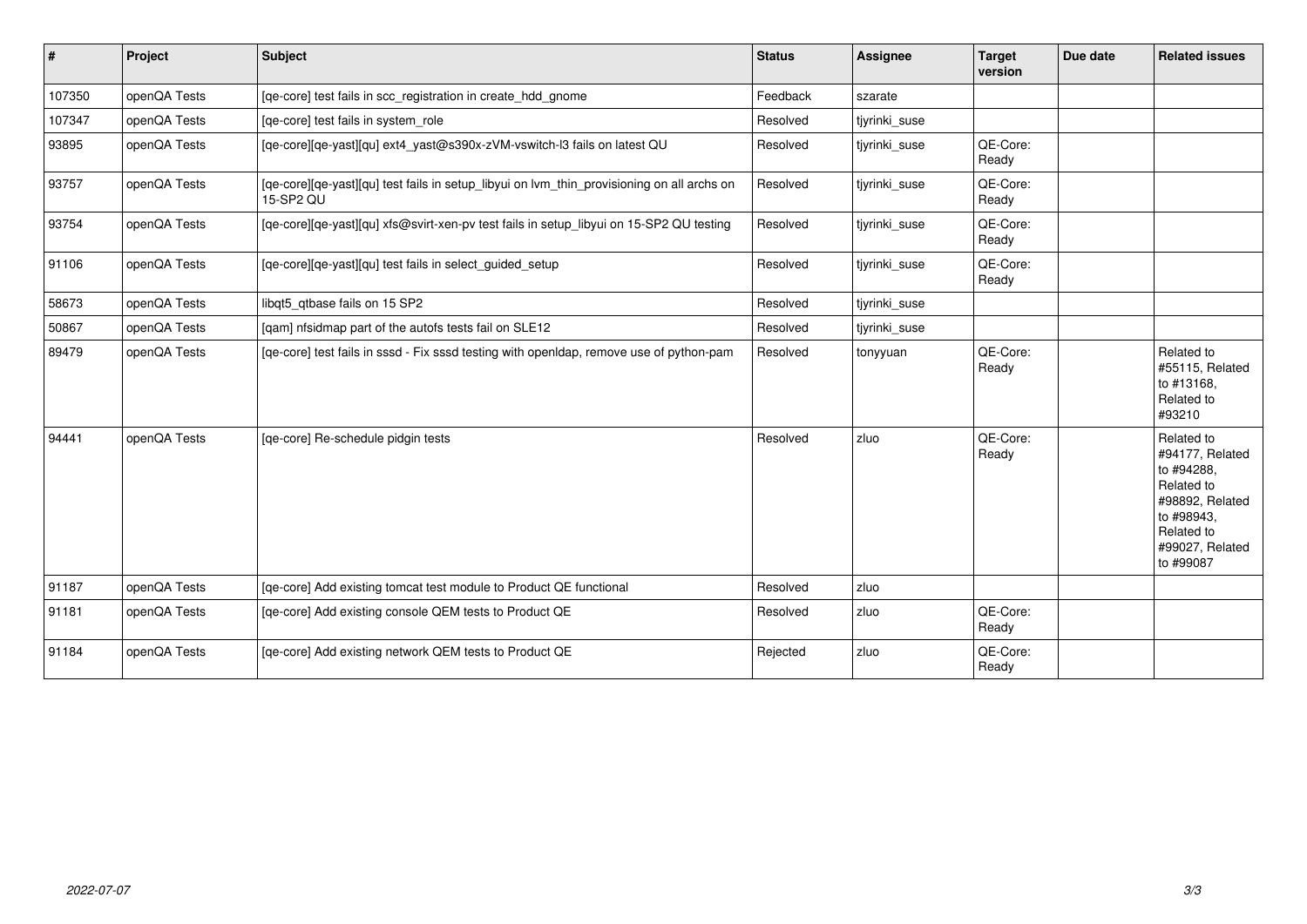| # | Project | Subject | Status | Assignee | Target version | Due date | Related issues |
|---|---|---|---|---|---|---|---|
| 107350 | openQA Tests | [qe-core] test fails in scc_registration in create_hdd_gnome | Feedback | szarate | | | |
| 107347 | openQA Tests | [qe-core] test fails in system_role | Resolved | tjyrinki_suse | | | |
| 93895 | openQA Tests | [qe-core][qe-yast][qu] ext4_yast@s390x-zVM-vswitch-l3 fails on latest QU | Resolved | tjyrinki_suse | QE-Core: Ready | | |
| 93757 | openQA Tests | [qe-core][qe-yast][qu] test fails in setup_libyui on lvm_thin_provisioning on all archs on 15-SP2 QU | Resolved | tjyrinki_suse | QE-Core: Ready | | |
| 93754 | openQA Tests | [qe-core][qe-yast][qu] xfs@svirt-xen-pv test fails in setup_libyui on 15-SP2 QU testing | Resolved | tjyrinki_suse | QE-Core: Ready | | |
| 91106 | openQA Tests | [qe-core][qe-yast][qu] test fails in select_guided_setup | Resolved | tjyrinki_suse | QE-Core: Ready | | |
| 58673 | openQA Tests | libqt5_qtbase fails on 15 SP2 | Resolved | tjyrinki_suse | | | |
| 50867 | openQA Tests | [qam] nfsidmap part of the autofs tests fail on SLE12 | Resolved | tjyrinki_suse | | | |
| 89479 | openQA Tests | [qe-core] test fails in sssd - Fix sssd testing with openldap, remove use of python-pam | Resolved | tonyyuan | QE-Core: Ready | | Related to #55115, Related to #13168, Related to #93210 |
| 94441 | openQA Tests | [qe-core] Re-schedule pidgin tests | Resolved | zluo | QE-Core: Ready | | Related to #94177, Related to #94288, Related to #98892, Related to #98943, Related to #99027, Related to #99087 |
| 91187 | openQA Tests | [qe-core] Add existing tomcat test module to Product QE functional | Resolved | zluo | | | |
| 91181 | openQA Tests | [qe-core] Add existing console QEM tests to Product QE | Resolved | zluo | QE-Core: Ready | | |
| 91184 | openQA Tests | [qe-core] Add existing network QEM tests to Product QE | Rejected | zluo | QE-Core: Ready | | |